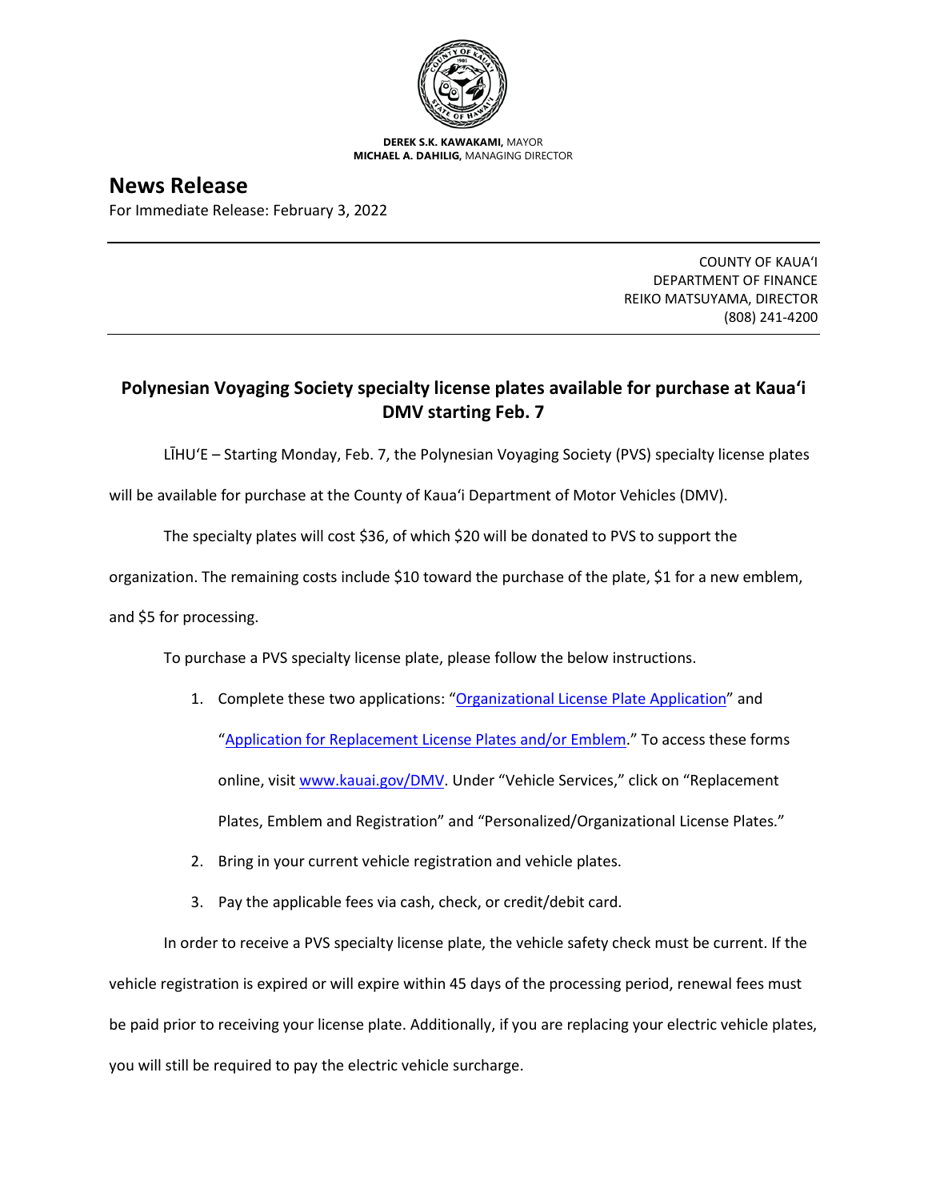**DEREK S.K. KAWAKAMI,** MAYOR
**MICHAEL A. DAHILIG,** MANAGING DIRECTOR

# News Release

For Immediate Release: February 3, 2022

COUNTY OF KAUAʻI
DEPARTMENT OF FINANCE
REIKO MATSUYAMA, DIRECTOR
(808) 241-4200

## Polynesian Voyaging Society specialty license plates available for purchase at Kauaʻi DMV starting Feb. 7

LĪHUʻE – Starting Monday, Feb. 7, the Polynesian Voyaging Society (PVS) specialty license plates will be available for purchase at the County of Kauaʻi Department of Motor Vehicles (DMV).

The specialty plates will cost $36, of which $20 will be donated to PVS to support the organization. The remaining costs include $10 toward the purchase of the plate, $1 for a new emblem, and $5 for processing.

To purchase a PVS specialty license plate, please follow the below instructions.

1. Complete these two applications: "[Organizational License Plate Application](Organizational License Plate Application)" and "[Application for Replacement License Plates and/or Emblem](Application for Replacement License Plates and/or Emblem)." To access these forms online, visit [www.kauai.gov/DMV](www.kauai.gov/DMV). Under "Vehicle Services," click on "Replacement Plates, Emblem and Registration" and "Personalized/Organizational License Plates."
2. Bring in your current vehicle registration and vehicle plates.
3. Pay the applicable fees via cash, check, or credit/debit card.

In order to receive a PVS specialty license plate, the vehicle safety check must be current. If the vehicle registration is expired or will expire within 45 days of the processing period, renewal fees must be paid prior to receiving your license plate. Additionally, if you are replacing your electric vehicle plates, you will still be required to pay the electric vehicle surcharge.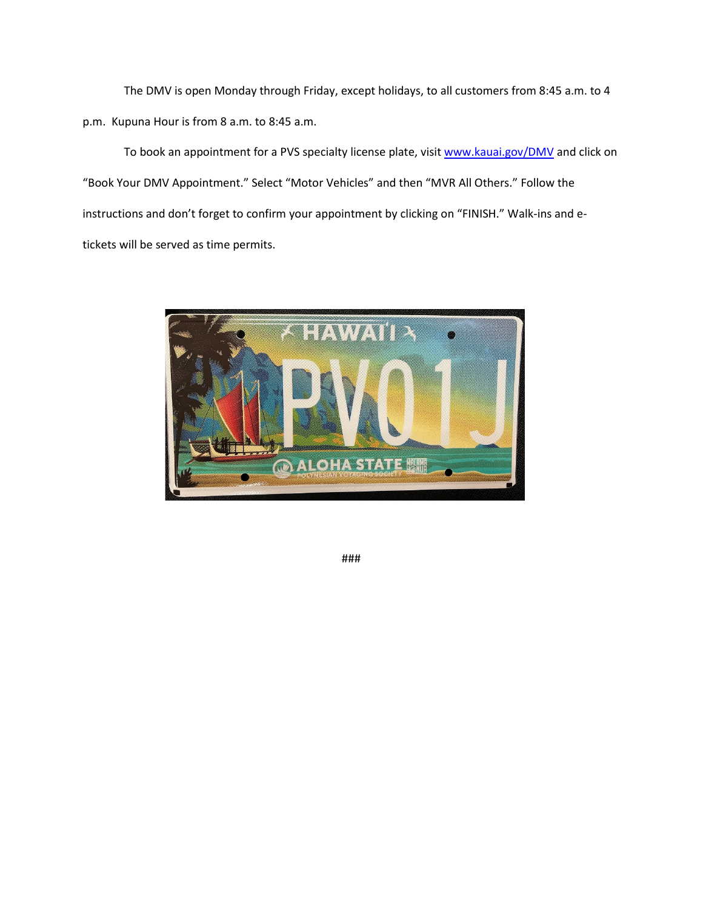The DMV is open Monday through Friday, except holidays, to all customers from 8:45 a.m. to 4 p.m. Kupuna Hour is from 8 a.m. to 8:45 a.m.

To book an appointment for a PVS specialty license plate, visit [www.kauai.gov/DMV](www.kauai.gov/DMV) and click on "Book Your DMV Appointment." Select "Motor Vehicles" and then "MVR All Others." Follow the instructions and don't forget to confirm your appointment by clicking on "FINISH." Walk-ins and e-tickets will be served as time permits.

###